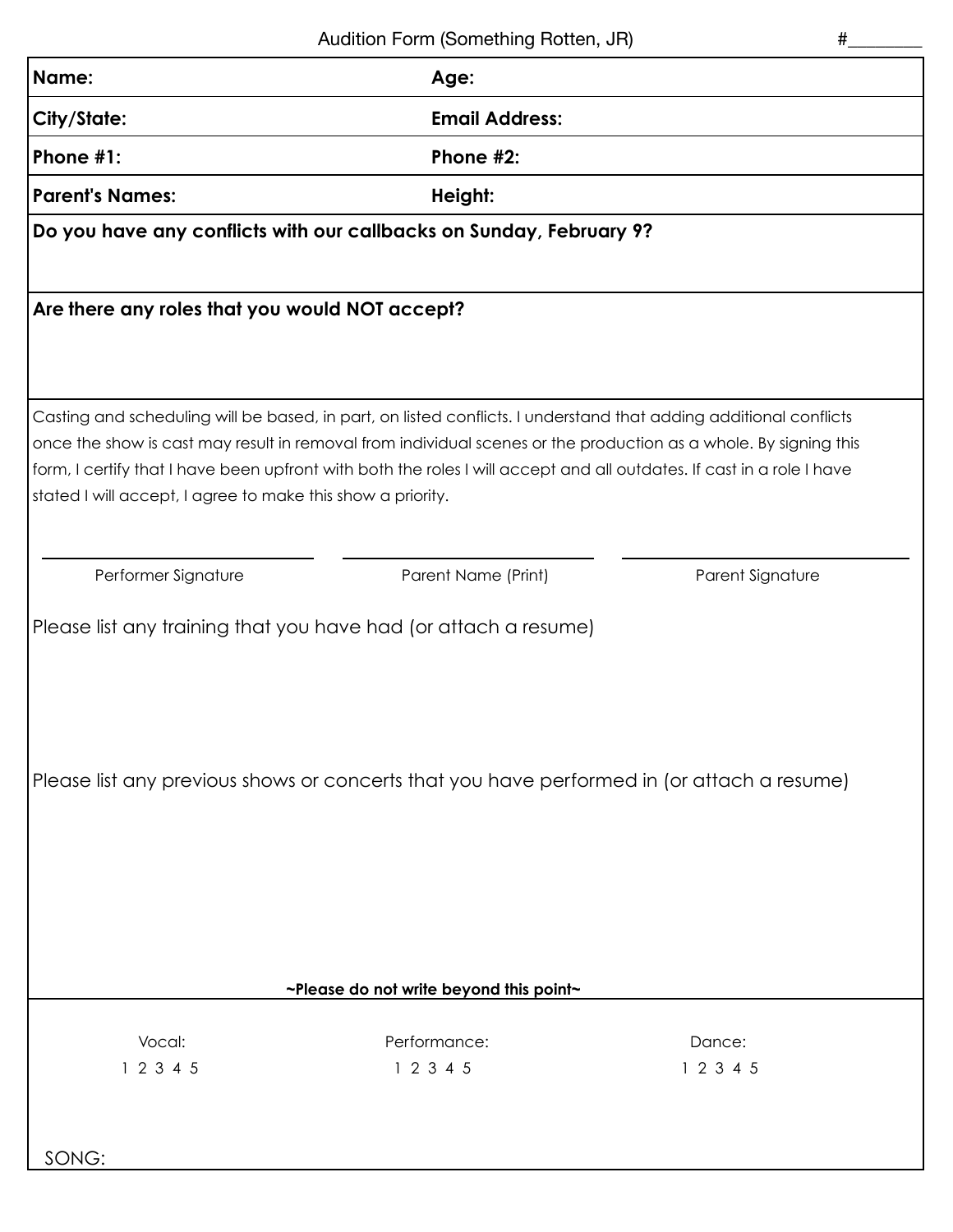Audition Form (Something Rotten, JR) #________

| **Name:** | **Age:** |
| --- | --- |
| **City/State:** | **Email Address:** |
| **Phone #1:** | **Phone #2:** |
| **Parent's Names:** | **Height:** |

**Do you have any conflicts with our callbacks on Sunday, February 9?**

**Are there any roles that you would NOT accept?**

Casting and scheduling will be based, in part, on listed conflicts. I understand that adding additional conflicts once the show is cast may result in removal from individual scenes or the production as a whole. By signing this form, I certify that I have been upfront with both the roles I will accept and all outdates. If cast in a role I have stated I will accept, I agree to make this show a priority.

| Performer Signature | Parent Name (Print) | Parent Signature |
| --- | --- | --- |
| | | |

Please list any training that you have had (or attach a resume)

Please list any previous shows or concerts that you have performed in (or attach a resume)

**~Please do not write beyond this point~**

| Vocal: | Performance: | Dance: |
| --- | --- | --- |
| 1 2 3 4 5 | 1 2 3 4 5 | 1 2 3 4 5 |

SONG: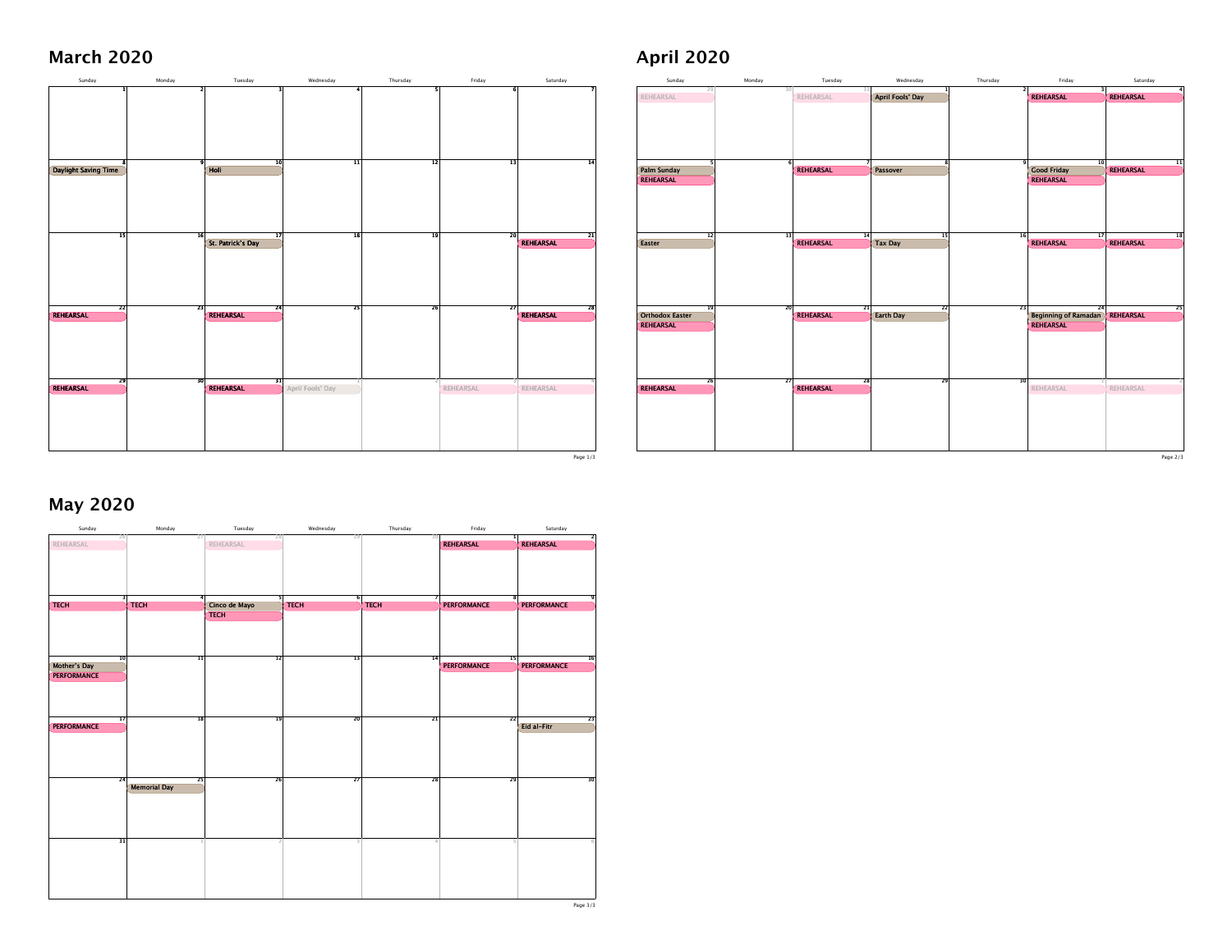## March 2020

| Sunday | Monday | Tuesday | Wednesday | Thursday | Friday | Saturday |
|---|---|---|---|---|---|---|
| 1 | 2 | 3 | 4 | 5 | 6 | 7 |
| 8 Daylight Saving Time | 9 | 10 Holi | 11 | 12 | 13 | 14 |
| 15 | 16 | 17 St. Patrick's Day | 18 | 19 | 20 | 21 REHEARSAL |
| 22 REHEARSAL | 23 | 24 REHEARSAL | 25 | 26 | 27 | 28 REHEARSAL |
| 29 REHEARSAL | 30 | 31 REHEARSAL | 1 April Fools' Day | 2 | 3 REHEARSAL | 4 REHEARSAL |

## April 2020

| Sunday | Monday | Tuesday | Wednesday | Thursday | Friday | Saturday |
|---|---|---|---|---|---|---|
| 29 REHEARSAL | 30 | 31 REHEARSAL | 1 April Fools' Day | 2 | 3 REHEARSAL | 4 REHEARSAL |
| 5 Palm Sunday REHEARSAL | 6 | 7 REHEARSAL | 8 Passover | 9 | 10 Good Friday REHEARSAL | 11 REHEARSAL |
| 12 Easter | 13 | 14 REHEARSAL | 15 Tax Day | 16 | 17 REHEARSAL | 18 REHEARSAL |
| 19 Orthodox Easter REHEARSAL | 20 | 21 REHEARSAL | 22 Earth Day | 23 | 24 Beginning of Ramadan REHEARSAL | 25 REHEARSAL |
| 26 REHEARSAL | 27 | 28 REHEARSAL | 29 | 30 | 1 REHEARSAL | 2 REHEARSAL |

## May 2020

| Sunday | Monday | Tuesday | Wednesday | Thursday | Friday | Saturday |
|---|---|---|---|---|---|---|
| 26 REHEARSAL | 27 | 28 REHEARSAL | 29 | 30 | 1 REHEARSAL | 2 REHEARSAL |
| 3 TECH | 4 TECH | 5 Cinco de Mayo TECH | 6 TECH | 7 TECH | 8 PERFORMANCE | 9 PERFORMANCE |
| 10 Mother's Day PERFORMANCE | 11 | 12 | 13 | 14 | 15 PERFORMANCE | 16 PERFORMANCE |
| 17 PERFORMANCE | 18 | 19 | 20 | 21 | 22 | 23 Eid al-Fitr |
| 24 | 25 Memorial Day | 26 | 27 | 28 | 29 | 30 |
| 31 | 1 | 2 | 3 | 4 | 5 | 6 |